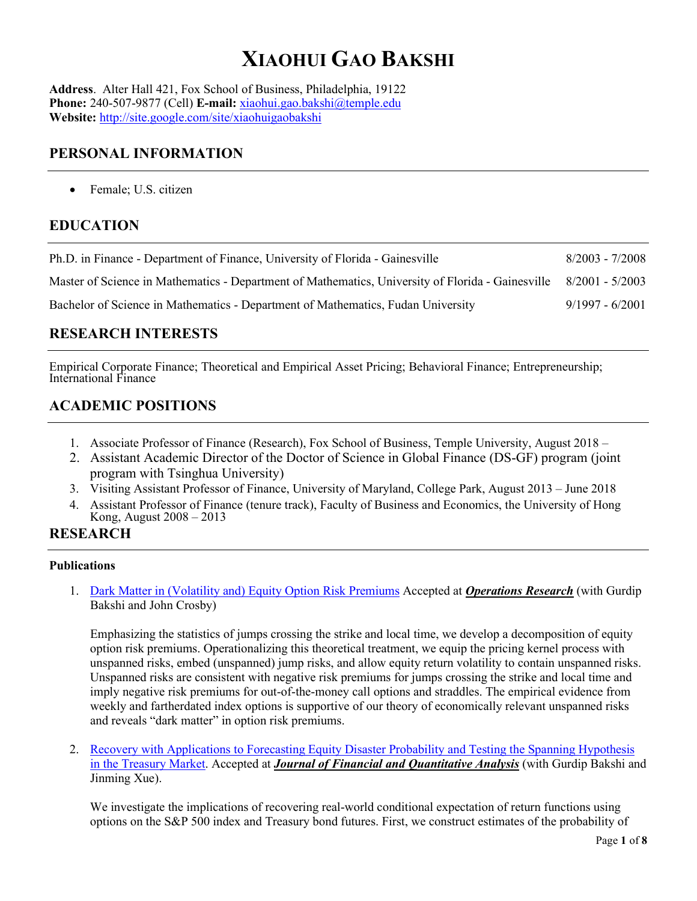# XIAOHUI GAO BAKSHI

**Address**. Alter Hall 421, Fox School of Business, Philadelphia, 19122
**Phone:** 240-507-9877 (Cell) **E-mail:** [xiaohui.gao.bakshi@temple.edu](mailto:xiaohui.gao.bakshi@temple.edu)
**Website:** [http://site.google.com/site/xiaohuigaobakshi](http://site.google.com/site/xiaohuigaobakshi)

## PERSONAL INFORMATION

- Female; U.S. citizen

## EDUCATION

| | |
|---|---|
| Ph.D. in Finance - Department of Finance, University of Florida - Gainesville | 8/2003 - 7/2008 |
| Master of Science in Mathematics - Department of Mathematics, University of Florida - Gainesville | 8/2001 - 5/2003 |
| Bachelor of Science in Mathematics - Department of Mathematics, Fudan University | 9/1997 - 6/2001 |

## RESEARCH INTERESTS

Empirical Corporate Finance; Theoretical and Empirical Asset Pricing; Behavioral Finance; Entrepreneurship; International Finance

## ACADEMIC POSITIONS

1. Associate Professor of Finance (Research), Fox School of Business, Temple University, August 2018 –
2. Assistant Academic Director of the Doctor of Science in Global Finance (DS-GF) program (joint program with Tsinghua University)
3. Visiting Assistant Professor of Finance, University of Maryland, College Park, August 2013 – June 2018
4. Assistant Professor of Finance (tenure track), Faculty of Business and Economics, the University of Hong Kong, August 2008 – 2013

## RESEARCH

**Publications**

1. Dark Matter in (Volatility and) Equity Option Risk Premiums Accepted at ***Operations Research*** (with Gurdip Bakshi and John Crosby)

   Emphasizing the statistics of jumps crossing the strike and local time, we develop a decomposition of equity option risk premiums. Operationalizing this theoretical treatment, we equip the pricing kernel process with unspanned risks, embed (unspanned) jump risks, and allow equity return volatility to contain unspanned risks. Unspanned risks are consistent with negative risk premiums for jumps crossing the strike and local time and imply negative risk premiums for out-of-the-money call options and straddles. The empirical evidence from weekly and fartherdated index options is supportive of our theory of economically relevant unspanned risks and reveals "dark matter" in option risk premiums.

2. Recovery with Applications to Forecasting Equity Disaster Probability and Testing the Spanning Hypothesis in the Treasury Market. Accepted at ***Journal of Financial and Quantitative Analysis*** (with Gurdip Bakshi and Jinming Xue).

   We investigate the implications of recovering real-world conditional expectation of return functions using options on the S&P 500 index and Treasury bond futures. First, we construct estimates of the probability of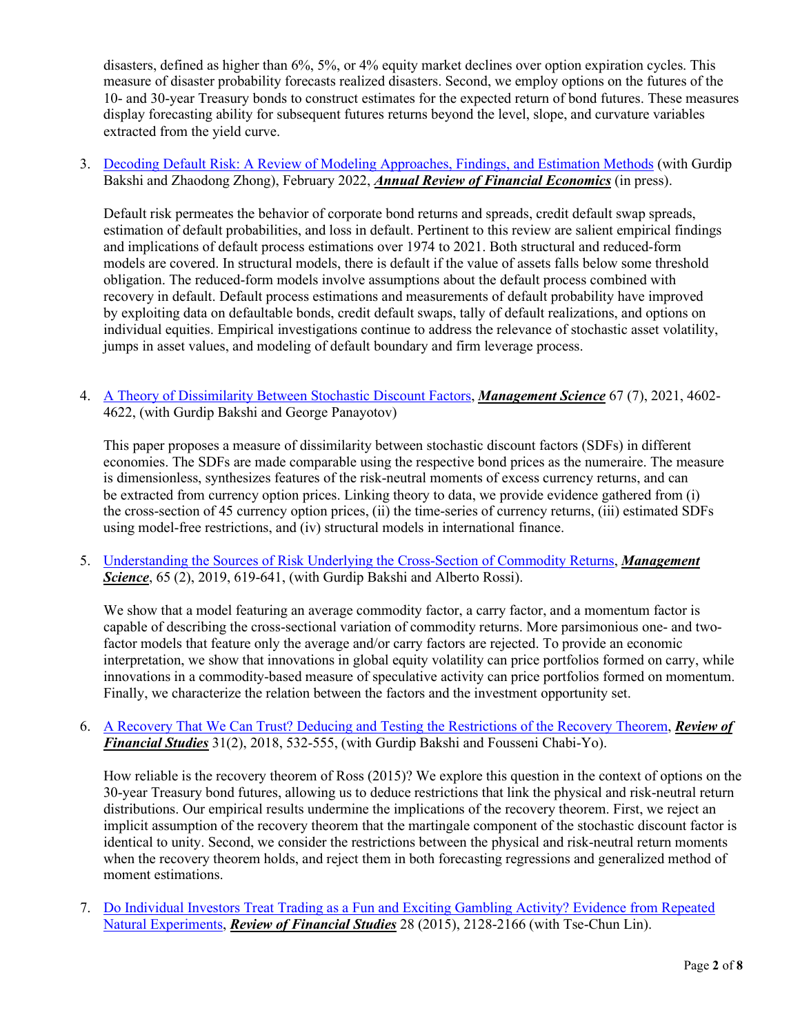disasters, defined as higher than 6%, 5%, or 4% equity market declines over option expiration cycles. This measure of disaster probability forecasts realized disasters. Second, we employ options on the futures of the 10- and 30-year Treasury bonds to construct estimates for the expected return of bond futures. These measures display forecasting ability for subsequent futures returns beyond the level, slope, and curvature variables extracted from the yield curve.

3. Decoding Default Risk: A Review of Modeling Approaches, Findings, and Estimation Methods (with Gurdip Bakshi and Zhaodong Zhong), February 2022, ***Annual Review of Financial Economics*** (in press).

   Default risk permeates the behavior of corporate bond returns and spreads, credit default swap spreads, estimation of default probabilities, and loss in default. Pertinent to this review are salient empirical findings and implications of default process estimations over 1974 to 2021. Both structural and reduced-form models are covered. In structural models, there is default if the value of assets falls below some threshold obligation. The reduced-form models involve assumptions about the default process combined with recovery in default. Default process estimations and measurements of default probability have improved by exploiting data on defaultable bonds, credit default swaps, tally of default realizations, and options on individual equities. Empirical investigations continue to address the relevance of stochastic asset volatility, jumps in asset values, and modeling of default boundary and firm leverage process.

4. A Theory of Dissimilarity Between Stochastic Discount Factors, ***Management Science*** 67 (7), 2021, 4602-4622, (with Gurdip Bakshi and George Panayotov)

   This paper proposes a measure of dissimilarity between stochastic discount factors (SDFs) in different economies. The SDFs are made comparable using the respective bond prices as the numeraire. The measure is dimensionless, synthesizes features of the risk-neutral moments of excess currency returns, and can be extracted from currency option prices. Linking theory to data, we provide evidence gathered from (i) the cross-section of 45 currency option prices, (ii) the time-series of currency returns, (iii) estimated SDFs using model-free restrictions, and (iv) structural models in international finance.

5. Understanding the Sources of Risk Underlying the Cross-Section of Commodity Returns, ***Management Science***, 65 (2), 2019, 619-641, (with Gurdip Bakshi and Alberto Rossi).

   We show that a model featuring an average commodity factor, a carry factor, and a momentum factor is capable of describing the cross-sectional variation of commodity returns. More parsimonious one- and two-factor models that feature only the average and/or carry factors are rejected. To provide an economic interpretation, we show that innovations in global equity volatility can price portfolios formed on carry, while innovations in a commodity-based measure of speculative activity can price portfolios formed on momentum. Finally, we characterize the relation between the factors and the investment opportunity set.

6. A Recovery That We Can Trust? Deducing and Testing the Restrictions of the Recovery Theorem, ***Review of Financial Studies*** 31(2), 2018, 532-555, (with Gurdip Bakshi and Fousseni Chabi-Yo).

   How reliable is the recovery theorem of Ross (2015)? We explore this question in the context of options on the 30-year Treasury bond futures, allowing us to deduce restrictions that link the physical and risk-neutral return distributions. Our empirical results undermine the implications of the recovery theorem. First, we reject an implicit assumption of the recovery theorem that the martingale component of the stochastic discount factor is identical to unity. Second, we consider the restrictions between the physical and risk-neutral return moments when the recovery theorem holds, and reject them in both forecasting regressions and generalized method of moment estimations.

7. Do Individual Investors Treat Trading as a Fun and Exciting Gambling Activity? Evidence from Repeated Natural Experiments, ***Review of Financial Studies*** 28 (2015), 2128-2166 (with Tse-Chun Lin).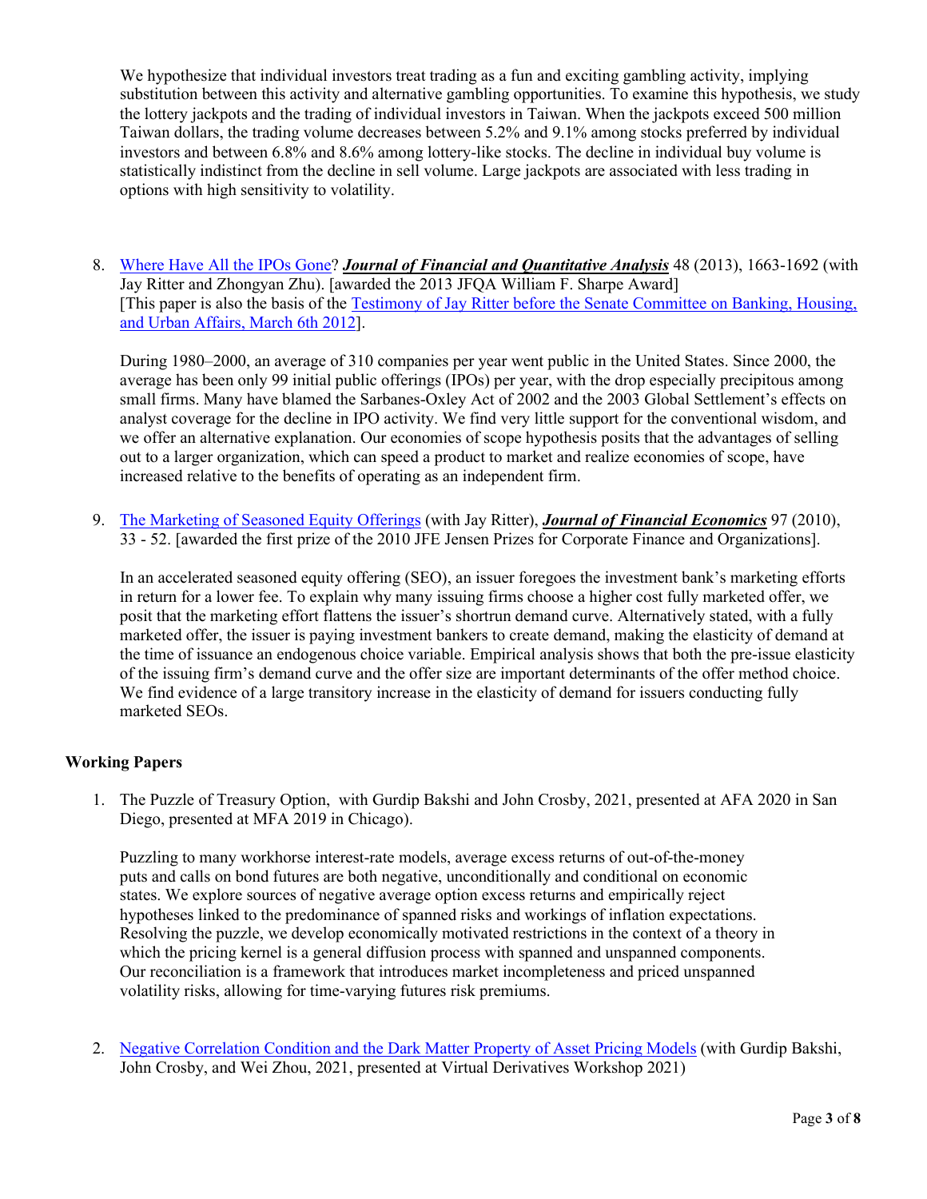We hypothesize that individual investors treat trading as a fun and exciting gambling activity, implying substitution between this activity and alternative gambling opportunities. To examine this hypothesis, we study the lottery jackpots and the trading of individual investors in Taiwan. When the jackpots exceed 500 million Taiwan dollars, the trading volume decreases between 5.2% and 9.1% among stocks preferred by individual investors and between 6.8% and 8.6% among lottery-like stocks. The decline in individual buy volume is statistically indistinct from the decline in sell volume. Large jackpots are associated with less trading in options with high sensitivity to volatility.

8. Where Have All the IPOs Gone? ***Journal of Financial and Quantitative Analysis*** 48 (2013), 1663-1692 (with Jay Ritter and Zhongyan Zhu). [awarded the 2013 JFQA William F. Sharpe Award] [This paper is also the basis of the Testimony of Jay Ritter before the Senate Committee on Banking, Housing, and Urban Affairs, March 6th 2012].

   During 1980–2000, an average of 310 companies per year went public in the United States. Since 2000, the average has been only 99 initial public offerings (IPOs) per year, with the drop especially precipitous among small firms. Many have blamed the Sarbanes-Oxley Act of 2002 and the 2003 Global Settlement's effects on analyst coverage for the decline in IPO activity. We find very little support for the conventional wisdom, and we offer an alternative explanation. Our economies of scope hypothesis posits that the advantages of selling out to a larger organization, which can speed a product to market and realize economies of scope, have increased relative to the benefits of operating as an independent firm.

9. The Marketing of Seasoned Equity Offerings (with Jay Ritter), ***Journal of Financial Economics*** 97 (2010), 33 - 52. [awarded the first prize of the 2010 JFE Jensen Prizes for Corporate Finance and Organizations].

   In an accelerated seasoned equity offering (SEO), an issuer foregoes the investment bank's marketing efforts in return for a lower fee. To explain why many issuing firms choose a higher cost fully marketed offer, we posit that the marketing effort flattens the issuer's shortrun demand curve. Alternatively stated, with a fully marketed offer, the issuer is paying investment bankers to create demand, making the elasticity of demand at the time of issuance an endogenous choice variable. Empirical analysis shows that both the pre-issue elasticity of the issuing firm's demand curve and the offer size are important determinants of the offer method choice. We find evidence of a large transitory increase in the elasticity of demand for issuers conducting fully marketed SEOs.

## Working Papers

1. The Puzzle of Treasury Option, with Gurdip Bakshi and John Crosby, 2021, presented at AFA 2020 in San Diego, presented at MFA 2019 in Chicago).

   Puzzling to many workhorse interest-rate models, average excess returns of out-of-the-money puts and calls on bond futures are both negative, unconditionally and conditional on economic states. We explore sources of negative average option excess returns and empirically reject hypotheses linked to the predominance of spanned risks and workings of inflation expectations. Resolving the puzzle, we develop economically motivated restrictions in the context of a theory in which the pricing kernel is a general diffusion process with spanned and unspanned components. Our reconciliation is a framework that introduces market incompleteness and priced unspanned volatility risks, allowing for time-varying futures risk premiums.

2. Negative Correlation Condition and the Dark Matter Property of Asset Pricing Models (with Gurdip Bakshi, John Crosby, and Wei Zhou, 2021, presented at Virtual Derivatives Workshop 2021)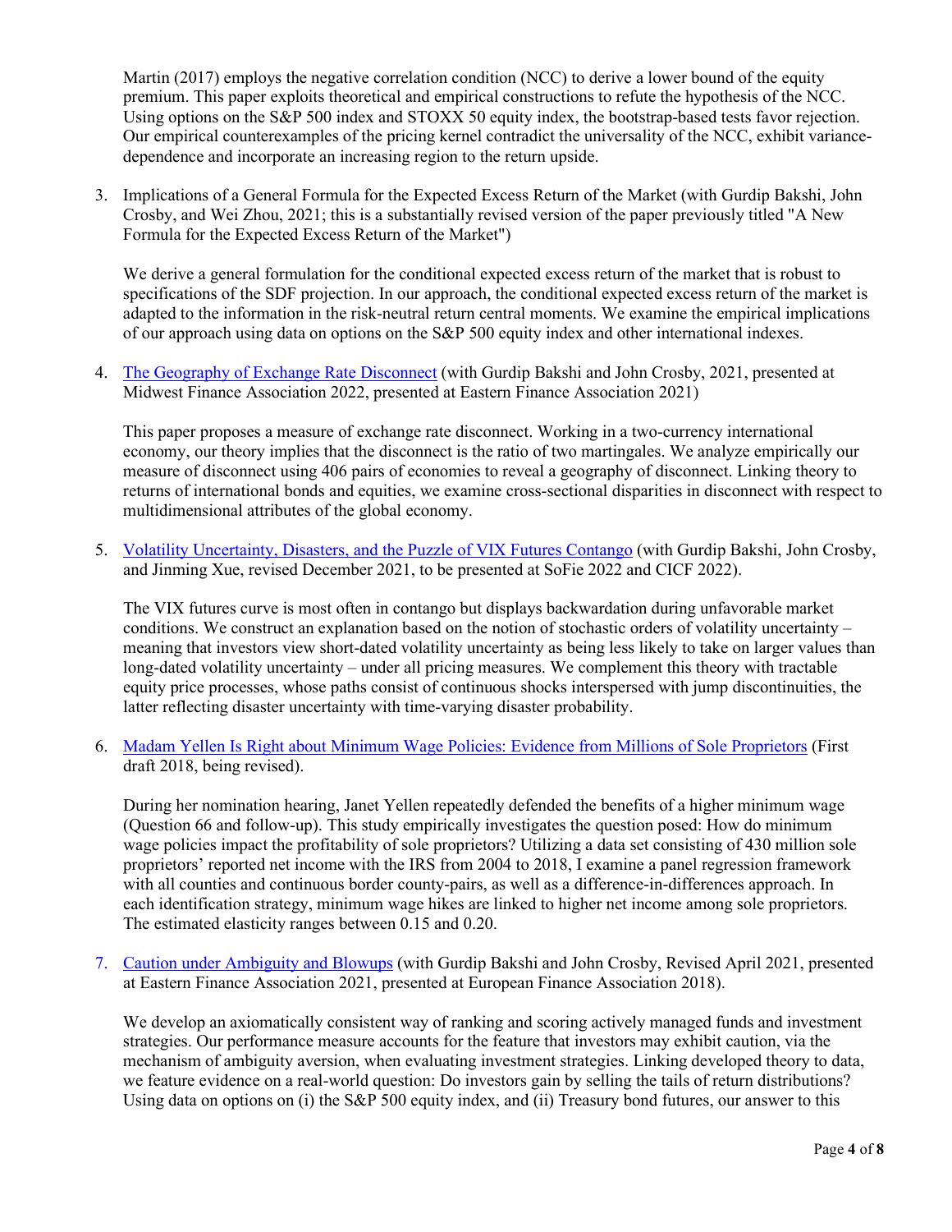Martin (2017) employs the negative correlation condition (NCC) to derive a lower bound of the equity premium. This paper exploits theoretical and empirical constructions to refute the hypothesis of the NCC. Using options on the S&P 500 index and STOXX 50 equity index, the bootstrap-based tests favor rejection. Our empirical counterexamples of the pricing kernel contradict the universality of the NCC, exhibit variance-dependence and incorporate an increasing region to the return upside.

3. Implications of a General Formula for the Expected Excess Return of the Market (with Gurdip Bakshi, John Crosby, and Wei Zhou, 2021; this is a substantially revised version of the paper previously titled "A New Formula for the Expected Excess Return of the Market")

   We derive a general formulation for the conditional expected excess return of the market that is robust to specifications of the SDF projection. In our approach, the conditional expected excess return of the market is adapted to the information in the risk-neutral return central moments. We examine the empirical implications of our approach using data on options on the S&P 500 equity index and other international indexes.

4. The Geography of Exchange Rate Disconnect (with Gurdip Bakshi and John Crosby, 2021, presented at Midwest Finance Association 2022, presented at Eastern Finance Association 2021)

   This paper proposes a measure of exchange rate disconnect. Working in a two-currency international economy, our theory implies that the disconnect is the ratio of two martingales. We analyze empirically our measure of disconnect using 406 pairs of economies to reveal a geography of disconnect. Linking theory to returns of international bonds and equities, we examine cross-sectional disparities in disconnect with respect to multidimensional attributes of the global economy.

5. Volatility Uncertainty, Disasters, and the Puzzle of VIX Futures Contango (with Gurdip Bakshi, John Crosby, and Jinming Xue, revised December 2021, to be presented at SoFie 2022 and CICF 2022).

   The VIX futures curve is most often in contango but displays backwardation during unfavorable market conditions. We construct an explanation based on the notion of stochastic orders of volatility uncertainty – meaning that investors view short-dated volatility uncertainty as being less likely to take on larger values than long-dated volatility uncertainty – under all pricing measures. We complement this theory with tractable equity price processes, whose paths consist of continuous shocks interspersed with jump discontinuities, the latter reflecting disaster uncertainty with time-varying disaster probability.

6. Madam Yellen Is Right about Minimum Wage Policies: Evidence from Millions of Sole Proprietors (First draft 2018, being revised).

   During her nomination hearing, Janet Yellen repeatedly defended the benefits of a higher minimum wage (Question 66 and follow-up). This study empirically investigates the question posed: How do minimum wage policies impact the profitability of sole proprietors? Utilizing a data set consisting of 430 million sole proprietors' reported net income with the IRS from 2004 to 2018, I examine a panel regression framework with all counties and continuous border county-pairs, as well as a difference-in-differences approach. In each identification strategy, minimum wage hikes are linked to higher net income among sole proprietors. The estimated elasticity ranges between 0.15 and 0.20.

7. Caution under Ambiguity and Blowups (with Gurdip Bakshi and John Crosby, Revised April 2021, presented at Eastern Finance Association 2021, presented at European Finance Association 2018).

   We develop an axiomatically consistent way of ranking and scoring actively managed funds and investment strategies. Our performance measure accounts for the feature that investors may exhibit caution, via the mechanism of ambiguity aversion, when evaluating investment strategies. Linking developed theory to data, we feature evidence on a real-world question: Do investors gain by selling the tails of return distributions? Using data on options on (i) the S&P 500 equity index, and (ii) Treasury bond futures, our answer to this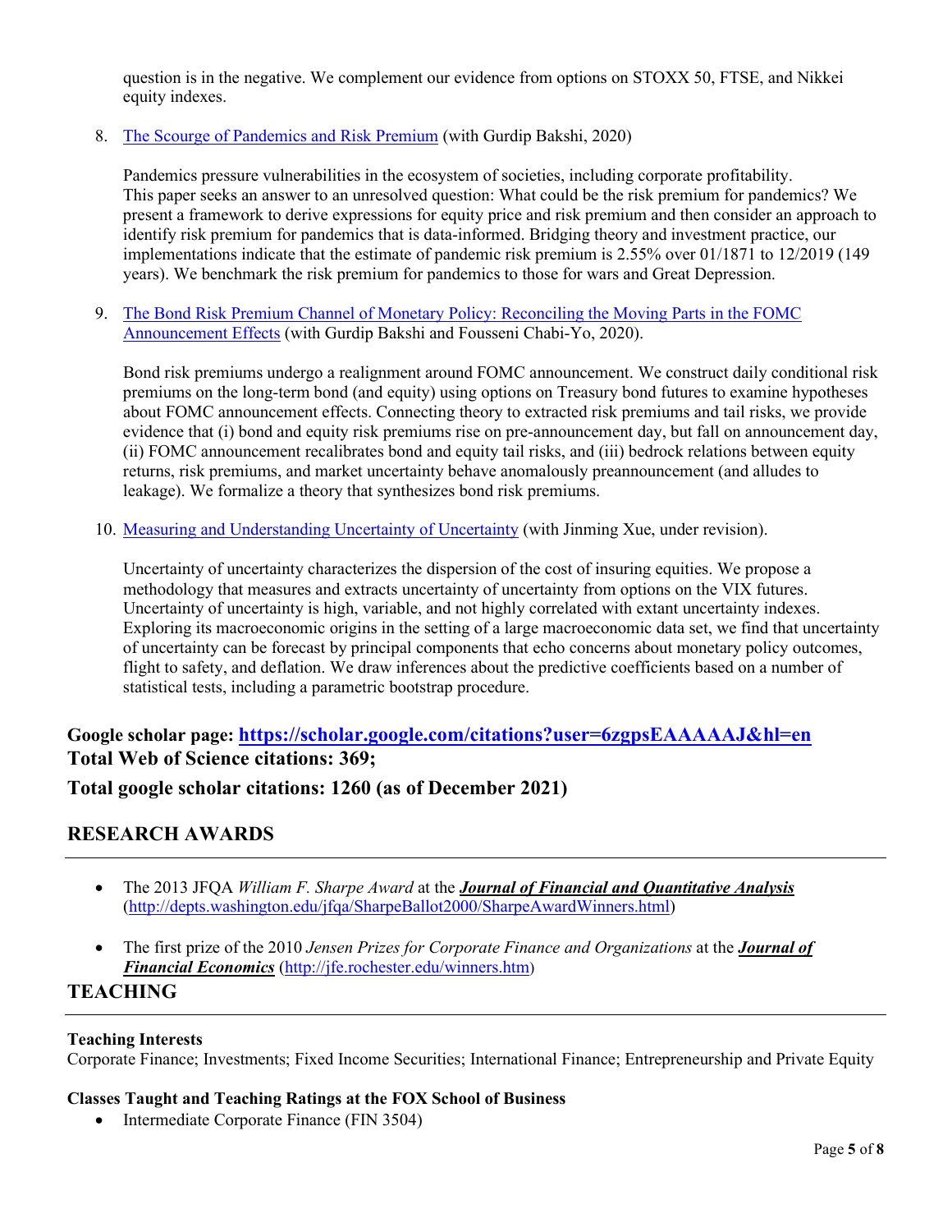question is in the negative. We complement our evidence from options on STOXX 50, FTSE, and Nikkei equity indexes.

8. [The Scourge of Pandemics and Risk Premium]() (with Gurdip Bakshi, 2020)

   Pandemics pressure vulnerabilities in the ecosystem of societies, including corporate profitability. This paper seeks an answer to an unresolved question: What could be the risk premium for pandemics? We present a framework to derive expressions for equity price and risk premium and then consider an approach to identify risk premium for pandemics that is data-informed. Bridging theory and investment practice, our implementations indicate that the estimate of pandemic risk premium is 2.55% over 01/1871 to 12/2019 (149 years). We benchmark the risk premium for pandemics to those for wars and Great Depression.

9. [The Bond Risk Premium Channel of Monetary Policy: Reconciling the Moving Parts in the FOMC Announcement Effects]() (with Gurdip Bakshi and Fousseni Chabi-Yo, 2020).

   Bond risk premiums undergo a realignment around FOMC announcement. We construct daily conditional risk premiums on the long-term bond (and equity) using options on Treasury bond futures to examine hypotheses about FOMC announcement effects. Connecting theory to extracted risk premiums and tail risks, we provide evidence that (i) bond and equity risk premiums rise on pre-announcement day, but fall on announcement day, (ii) FOMC announcement recalibrates bond and equity tail risks, and (iii) bedrock relations between equity returns, risk premiums, and market uncertainty behave anomalously preannouncement (and alludes to leakage). We formalize a theory that synthesizes bond risk premiums.

10. [Measuring and Understanding Uncertainty of Uncertainty]() (with Jinming Xue, under revision).

    Uncertainty of uncertainty characterizes the dispersion of the cost of insuring equities. We propose a methodology that measures and extracts uncertainty of uncertainty from options on the VIX futures. Uncertainty of uncertainty is high, variable, and not highly correlated with extant uncertainty indexes. Exploring its macroeconomic origins in the setting of a large macroeconomic data set, we find that uncertainty of uncertainty can be forecast by principal components that echo concerns about monetary policy outcomes, flight to safety, and deflation. We draw inferences about the predictive coefficients based on a number of statistical tests, including a parametric bootstrap procedure.

**Google scholar page: [https://scholar.google.com/citations?user=6zgpsEAAAAAJ&hl=en](https://scholar.google.com/citations?user=6zgpsEAAAAAJ&hl=en)**
**Total Web of Science citations: 369;**

**Total google scholar citations: 1260 (as of December 2021)**

## RESEARCH AWARDS

- The 2013 JFQA *William F. Sharpe Award* at the ***Journal of Financial and Quantitative Analysis*** ([http://depts.washington.edu/jfqa/SharpeBallot2000/SharpeAwardWinners.html](http://depts.washington.edu/jfqa/SharpeBallot2000/SharpeAwardWinners.html))

- The first prize of the 2010 *Jensen Prizes for Corporate Finance and Organizations* at the ***Journal of Financial Economics*** ([http://jfe.rochester.edu/winners.htm](http://jfe.rochester.edu/winners.htm))

## TEACHING

**Teaching Interests**
Corporate Finance; Investments; Fixed Income Securities; International Finance; Entrepreneurship and Private Equity

**Classes Taught and Teaching Ratings at the FOX School of Business**

- Intermediate Corporate Finance (FIN 3504)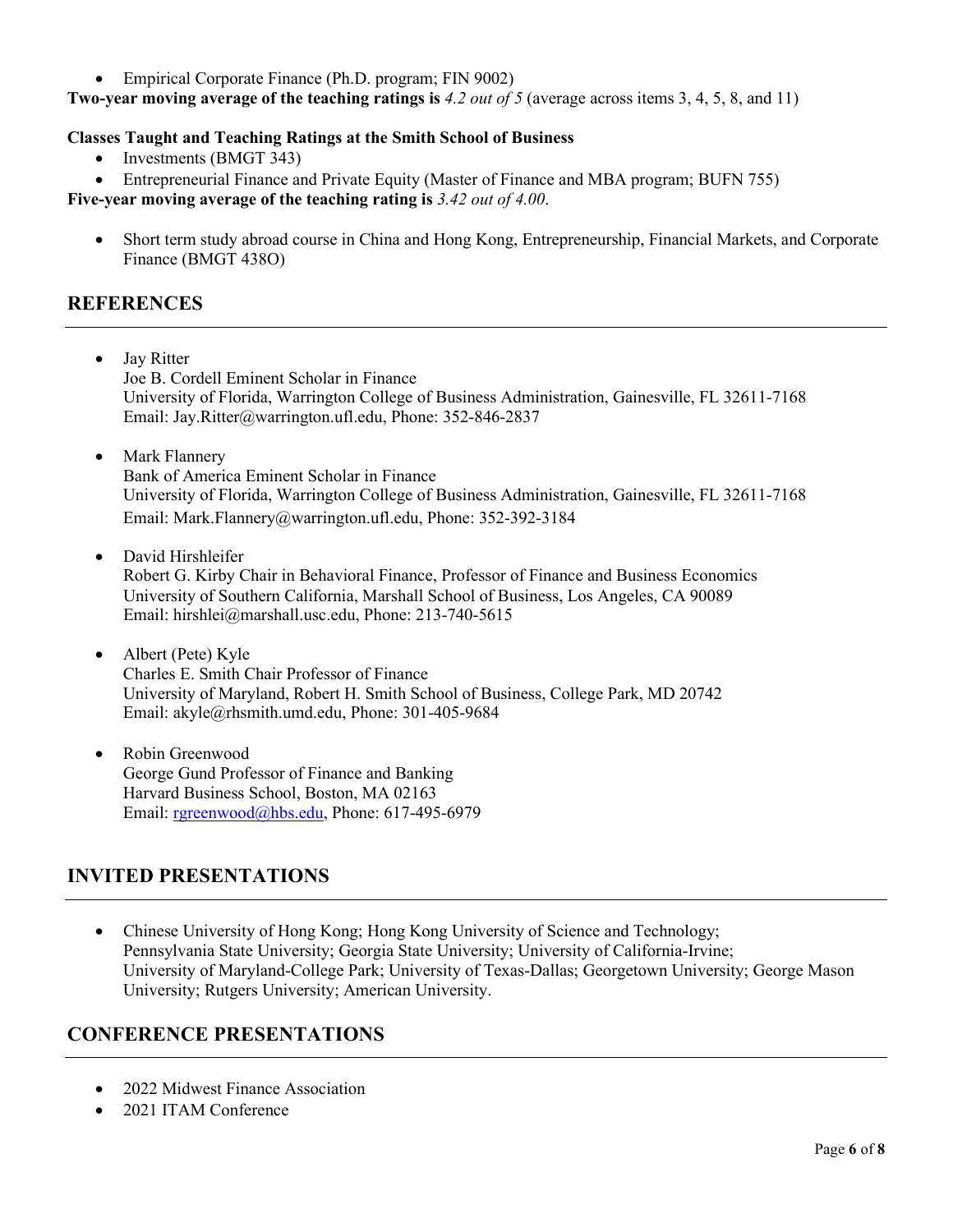- Empirical Corporate Finance (Ph.D. program; FIN 9002)

**Two-year moving average of the teaching ratings is** *4.2 out of 5* (average across items 3, 4, 5, 8, and 11)

**Classes Taught and Teaching Ratings at the Smith School of Business**

- Investments (BMGT 343)
- Entrepreneurial Finance and Private Equity (Master of Finance and MBA program; BUFN 755)

**Five-year moving average of the teaching rating is** *3.42 out of 4.00*.

- Short term study abroad course in China and Hong Kong, Entrepreneurship, Financial Markets, and Corporate Finance (BMGT 438O)

## REFERENCES

- Jay Ritter
  Joe B. Cordell Eminent Scholar in Finance
  University of Florida, Warrington College of Business Administration, Gainesville, FL 32611-7168
  Email: Jay.Ritter@warrington.ufl.edu, Phone: 352-846-2837

- Mark Flannery
  Bank of America Eminent Scholar in Finance
  University of Florida, Warrington College of Business Administration, Gainesville, FL 32611-7168
  Email: Mark.Flannery@warrington.ufl.edu, Phone: 352-392-3184

- David Hirshleifer
  Robert G. Kirby Chair in Behavioral Finance, Professor of Finance and Business Economics
  University of Southern California, Marshall School of Business, Los Angeles, CA 90089
  Email: hirshlei@marshall.usc.edu, Phone: 213-740-5615

- Albert (Pete) Kyle
  Charles E. Smith Chair Professor of Finance
  University of Maryland, Robert H. Smith School of Business, College Park, MD 20742
  Email: akyle@rhsmith.umd.edu, Phone: 301-405-9684

- Robin Greenwood
  George Gund Professor of Finance and Banking
  Harvard Business School, Boston, MA 02163
  Email: rgreenwood@hbs.edu, Phone: 617-495-6979

## INVITED PRESENTATIONS

- Chinese University of Hong Kong; Hong Kong University of Science and Technology; Pennsylvania State University; Georgia State University; University of California-Irvine; University of Maryland-College Park; University of Texas-Dallas; Georgetown University; George Mason University; Rutgers University; American University.

## CONFERENCE PRESENTATIONS

- 2022 Midwest Finance Association
- 2021 ITAM Conference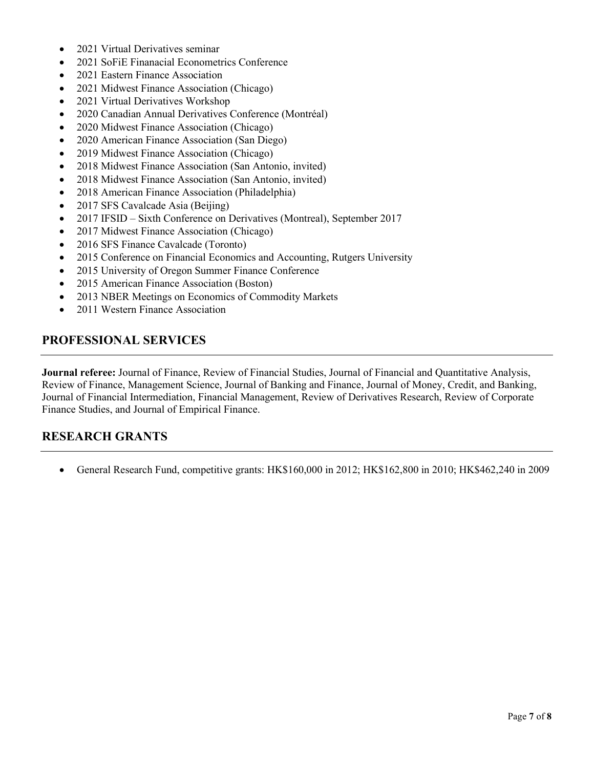- 2021 Virtual Derivatives seminar
- 2021 SoFiE Finanacial Econometrics Conference
- 2021 Eastern Finance Association
- 2021 Midwest Finance Association (Chicago)
- 2021 Virtual Derivatives Workshop
- 2020 Canadian Annual Derivatives Conference (Montréal)
- 2020 Midwest Finance Association (Chicago)
- 2020 American Finance Association (San Diego)
- 2019 Midwest Finance Association (Chicago)
- 2018 Midwest Finance Association (San Antonio, invited)
- 2018 Midwest Finance Association (San Antonio, invited)
- 2018 American Finance Association (Philadelphia)
- 2017 SFS Cavalcade Asia (Beijing)
- 2017 IFSID – Sixth Conference on Derivatives (Montreal), September 2017
- 2017 Midwest Finance Association (Chicago)
- 2016 SFS Finance Cavalcade (Toronto)
- 2015 Conference on Financial Economics and Accounting, Rutgers University
- 2015 University of Oregon Summer Finance Conference
- 2015 American Finance Association (Boston)
- 2013 NBER Meetings on Economics of Commodity Markets
- 2011 Western Finance Association

## PROFESSIONAL SERVICES

**Journal referee:** Journal of Finance, Review of Financial Studies, Journal of Financial and Quantitative Analysis, Review of Finance, Management Science, Journal of Banking and Finance, Journal of Money, Credit, and Banking, Journal of Financial Intermediation, Financial Management, Review of Derivatives Research, Review of Corporate Finance Studies, and Journal of Empirical Finance.

## RESEARCH GRANTS

- General Research Fund, competitive grants: HK$160,000 in 2012; HK$162,800 in 2010; HK$462,240 in 2009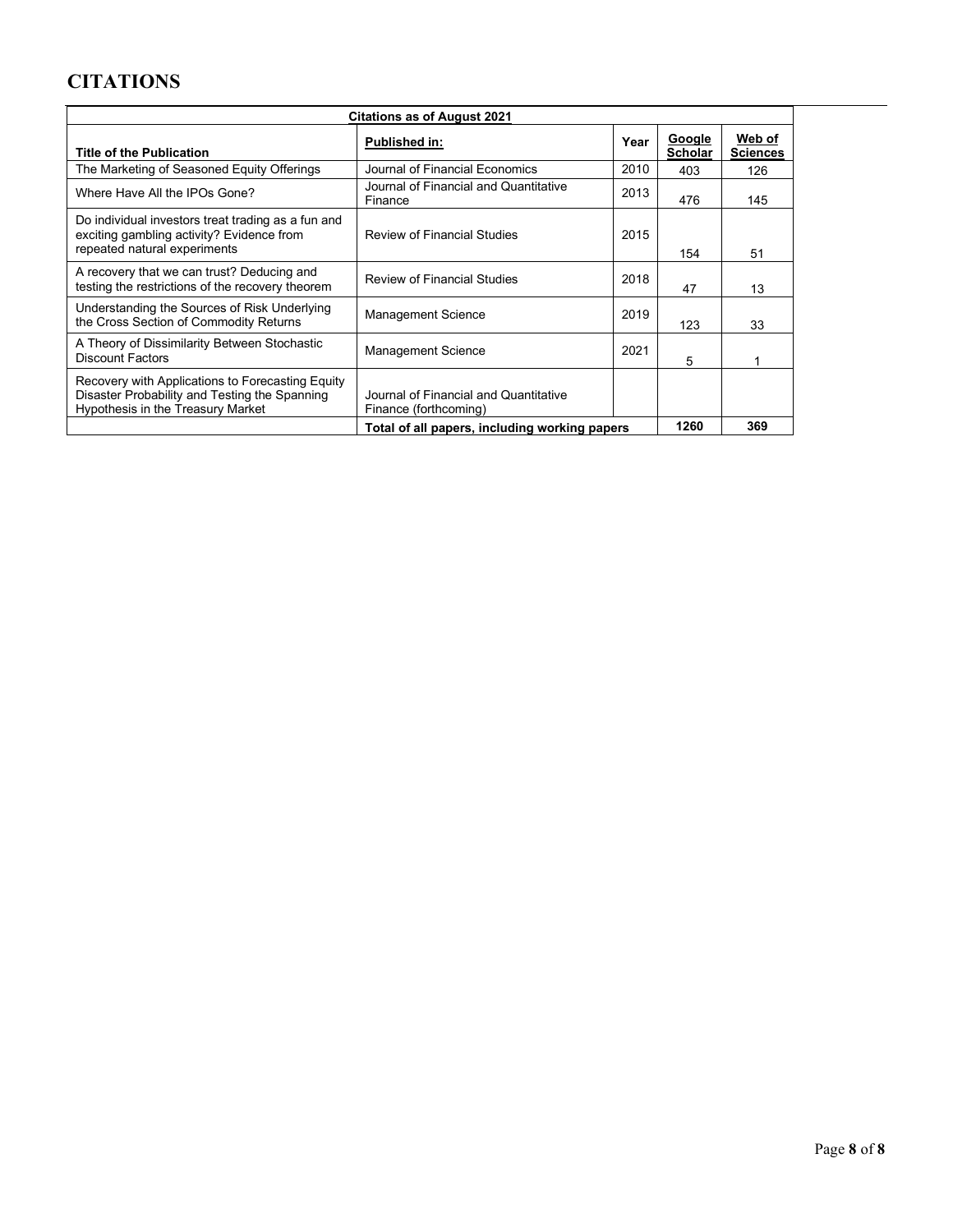## CITATIONS

| Citations as of August 2021 | | | | |
|---|---|---|---|---|
| **Title of the Publication** | **Published in:** | **Year** | **Google Scholar** | **Web of Sciences** |
| The Marketing of Seasoned Equity Offerings | Journal of Financial Economics | 2010 | 403 | 126 |
| Where Have All the IPOs Gone? | Journal of Financial and Quantitative Finance | 2013 | 476 | 145 |
| Do individual investors treat trading as a fun and exciting gambling activity? Evidence from repeated natural experiments | Review of Financial Studies | 2015 | 154 | 51 |
| A recovery that we can trust? Deducing and testing the restrictions of the recovery theorem | Review of Financial Studies | 2018 | 47 | 13 |
| Understanding the Sources of Risk Underlying the Cross Section of Commodity Returns | Management Science | 2019 | 123 | 33 |
| A Theory of Dissimilarity Between Stochastic Discount Factors | Management Science | 2021 | 5 | 1 |
| Recovery with Applications to Forecasting Equity Disaster Probability and Testing the Spanning Hypothesis in the Treasury Market | Journal of Financial and Quantitative Finance (forthcoming) | | | |
| | **Total of all papers, including working papers** | | **1260** | **369** |